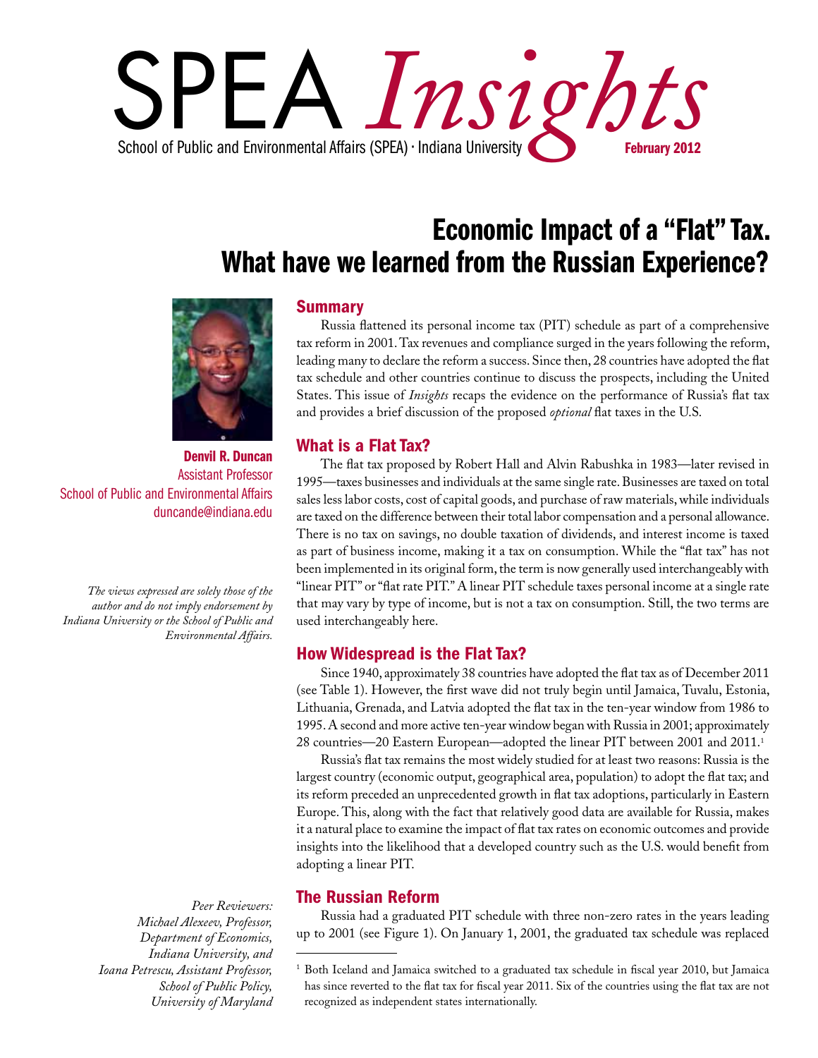# SPEA *Insights*

School of Public and Environmental Affairs (SPEA) · Indiana University

February 2012

## Economic Impact of a "Flat" Tax. What have we learned from the Russian Experience?

**Denvil R. Duncan**
Assistant Professor
School of Public and Environmental Affairs
duncande@indiana.edu

*The views expressed are solely those of the author and do not imply endorsement by Indiana University or the School of Public and Environmental Affairs.*

*Peer Reviewers: Michael Alexeev, Professor, Department of Economics, Indiana University, and Ioana Petrescu, Assistant Professor, School of Public Policy, University of Maryland*

### Summary

Russia flattened its personal income tax (PIT) schedule as part of a comprehensive tax reform in 2001. Tax revenues and compliance surged in the years following the reform, leading many to declare the reform a success. Since then, 28 countries have adopted the flat tax schedule and other countries continue to discuss the prospects, including the United States. This issue of *Insights* recaps the evidence on the performance of Russia's flat tax and provides a brief discussion of the proposed *optional* flat taxes in the U.S.

### What is a Flat Tax?

The flat tax proposed by Robert Hall and Alvin Rabushka in 1983—later revised in 1995—taxes businesses and individuals at the same single rate. Businesses are taxed on total sales less labor costs, cost of capital goods, and purchase of raw materials, while individuals are taxed on the difference between their total labor compensation and a personal allowance. There is no tax on savings, no double taxation of dividends, and interest income is taxed as part of business income, making it a tax on consumption. While the "flat tax" has not been implemented in its original form, the term is now generally used interchangeably with "linear PIT" or "flat rate PIT." A linear PIT schedule taxes personal income at a single rate that may vary by type of income, but is not a tax on consumption. Still, the two terms are used interchangeably here.

### How Widespread is the Flat Tax?

Since 1940, approximately 38 countries have adopted the flat tax as of December 2011 (see Table 1). However, the first wave did not truly begin until Jamaica, Tuvalu, Estonia, Lithuania, Grenada, and Latvia adopted the flat tax in the ten-year window from 1986 to 1995. A second and more active ten-year window began with Russia in 2001; approximately 28 countries—20 Eastern European—adopted the linear PIT between 2001 and 2011.[1]

Russia's flat tax remains the most widely studied for at least two reasons: Russia is the largest country (economic output, geographical area, population) to adopt the flat tax; and its reform preceded an unprecedented growth in flat tax adoptions, particularly in Eastern Europe. This, along with the fact that relatively good data are available for Russia, makes it a natural place to examine the impact of flat tax rates on economic outcomes and provide insights into the likelihood that a developed country such as the U.S. would benefit from adopting a linear PIT.

### The Russian Reform

Russia had a graduated PIT schedule with three non-zero rates in the years leading up to 2001 (see Figure 1). On January 1, 2001, the graduated tax schedule was replaced

[1] Both Iceland and Jamaica switched to a graduated tax schedule in fiscal year 2010, but Jamaica has since reverted to the flat tax for fiscal year 2011. Six of the countries using the flat tax are not recognized as independent states internationally.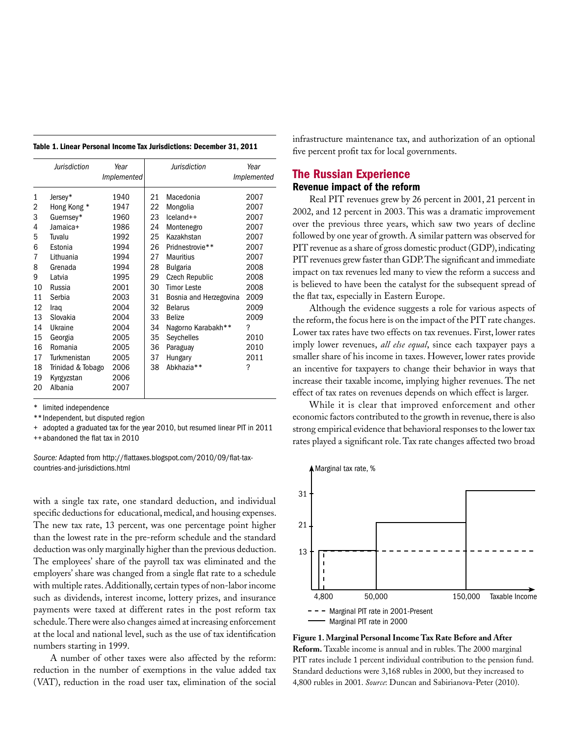**Table 1. Linear Personal Income Tax Jurisdictions: December 31, 2011**

| | *Jurisdiction* | *Year Implemented* | | *Jurisdiction* | *Year Implemented* |
|---|---|---|---|---|---|
| 1 | Jersey* | 1940 | 21 | Macedonia | 2007 |
| 2 | Hong Kong * | 1947 | 22 | Mongolia | 2007 |
| 3 | Guernsey* | 1960 | 23 | Iceland++ | 2007 |
| 4 | Jamaica+ | 1986 | 24 | Montenegro | 2007 |
| 5 | Tuvalu | 1992 | 25 | Kazakhstan | 2007 |
| 6 | Estonia | 1994 | 26 | Pridnestrovie** | 2007 |
| 7 | Lithuania | 1994 | 27 | Mauritius | 2007 |
| 8 | Grenada | 1994 | 28 | Bulgaria | 2008 |
| 9 | Latvia | 1995 | 29 | Czech Republic | 2008 |
| 10 | Russia | 2001 | 30 | Timor Leste | 2008 |
| 11 | Serbia | 2003 | 31 | Bosnia and Herzegovina | 2009 |
| 12 | Iraq | 2004 | 32 | Belarus | 2009 |
| 13 | Slovakia | 2004 | 33 | Belize | 2009 |
| 14 | Ukraine | 2004 | 34 | Nagorno Karabakh** | ? |
| 15 | Georgia | 2005 | 35 | Seychelles | 2010 |
| 16 | Romania | 2005 | 36 | Paraguay | 2010 |
| 17 | Turkmenistan | 2005 | 37 | Hungary | 2011 |
| 18 | Trinidad & Tobago | 2006 | 38 | Abkhazia** | ? |
| 19 | Kyrgyzstan | 2006 | | | |
| 20 | Albania | 2007 | | | |

\* limited independence

\*\* Independent, but disputed region

\+ adopted a graduated tax for the year 2010, but resumed linear PIT in 2011

++ abandoned the flat tax in 2010

*Source:* Adapted from http://flattaxes.blogspot.com/2010/09/flat-tax-countries-and-jurisdictions.html

with a single tax rate, one standard deduction, and individual specific deductions for educational, medical, and housing expenses. The new tax rate, 13 percent, was one percentage point higher than the lowest rate in the pre-reform schedule and the standard deduction was only marginally higher than the previous deduction. The employees' share of the payroll tax was eliminated and the employers' share was changed from a single flat rate to a schedule with multiple rates. Additionally, certain types of non-labor income such as dividends, interest income, lottery prizes, and insurance payments were taxed at different rates in the post reform tax schedule. There were also changes aimed at increasing enforcement at the local and national level, such as the use of tax identification numbers starting in 1999.

A number of other taxes were also affected by the reform: reduction in the number of exemptions in the value added tax (VAT), reduction in the road user tax, elimination of the social infrastructure maintenance tax, and authorization of an optional five percent profit tax for local governments.

## The Russian Experience

### Revenue impact of the reform

Real PIT revenues grew by 26 percent in 2001, 21 percent in 2002, and 12 percent in 2003. This was a dramatic improvement over the previous three years, which saw two years of decline followed by one year of growth. A similar pattern was observed for PIT revenue as a share of gross domestic product (GDP), indicating PIT revenues grew faster than GDP. The significant and immediate impact on tax revenues led many to view the reform a success and is believed to have been the catalyst for the subsequent spread of the flat tax, especially in Eastern Europe.

Although the evidence suggests a role for various aspects of the reform, the focus here is on the impact of the PIT rate changes. Lower tax rates have two effects on tax revenues. First, lower rates imply lower revenues, *all else equal*, since each taxpayer pays a smaller share of his income in taxes. However, lower rates provide an incentive for taxpayers to change their behavior in ways that increase their taxable income, implying higher revenues. The net effect of tax rates on revenues depends on which effect is larger.

While it is clear that improved enforcement and other economic factors contributed to the growth in revenue, there is also strong empirical evidence that behavioral responses to the lower tax rates played a significant role. Tax rate changes affected two broad

**Figure 1. Marginal Personal Income Tax Rate Before and After Reform.** Taxable income is annual and in rubles. The 2000 marginal PIT rates include 1 percent individual contribution to the pension fund. Standard deductions were 3,168 rubles in 2000, but they increased to 4,800 rubles in 2001. *Source*: Duncan and Sabirianova-Peter (2010).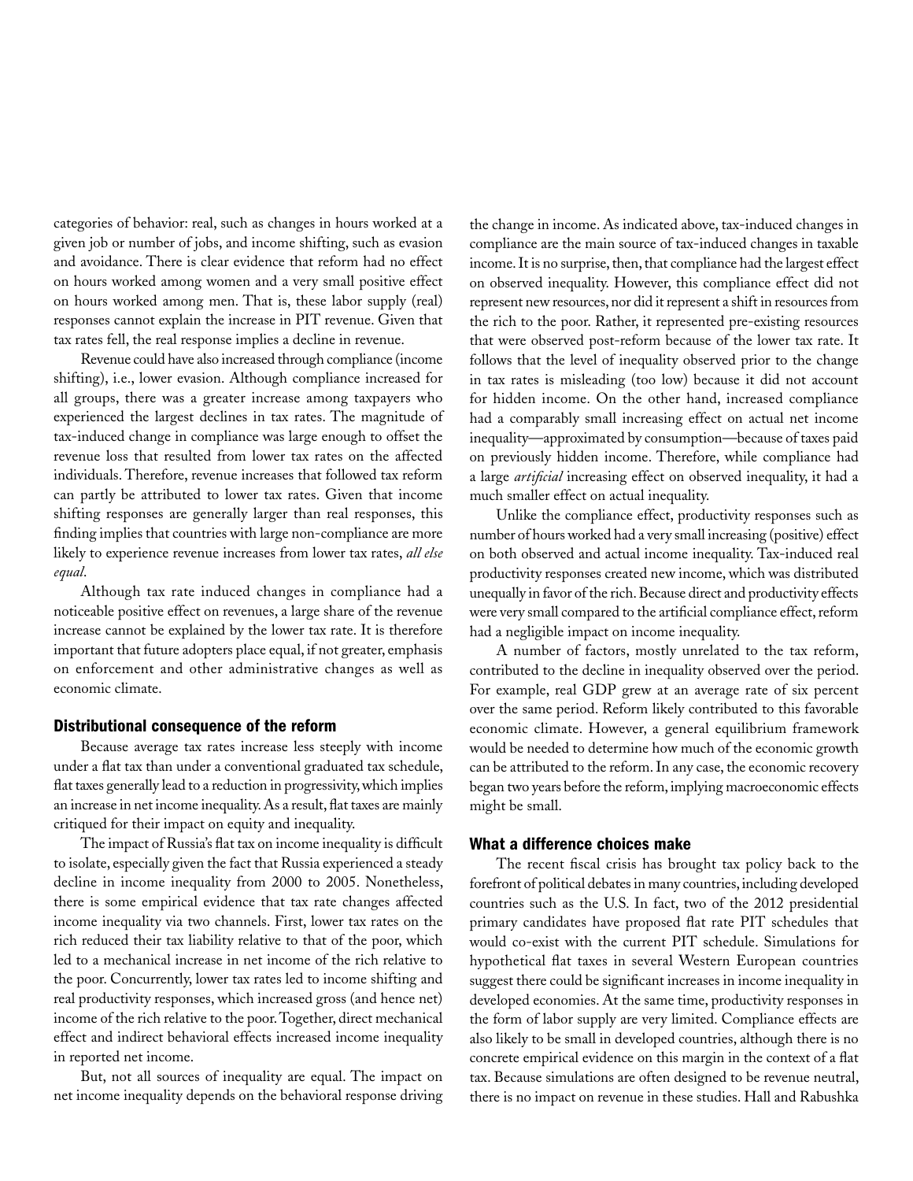categories of behavior: real, such as changes in hours worked at a given job or number of jobs, and income shifting, such as evasion and avoidance. There is clear evidence that reform had no effect on hours worked among women and a very small positive effect on hours worked among men. That is, these labor supply (real) responses cannot explain the increase in PIT revenue. Given that tax rates fell, the real response implies a decline in revenue.

Revenue could have also increased through compliance (income shifting), i.e., lower evasion. Although compliance increased for all groups, there was a greater increase among taxpayers who experienced the largest declines in tax rates. The magnitude of tax-induced change in compliance was large enough to offset the revenue loss that resulted from lower tax rates on the affected individuals. Therefore, revenue increases that followed tax reform can partly be attributed to lower tax rates. Given that income shifting responses are generally larger than real responses, this finding implies that countries with large non-compliance are more likely to experience revenue increases from lower tax rates, *all else equal*.

Although tax rate induced changes in compliance had a noticeable positive effect on revenues, a large share of the revenue increase cannot be explained by the lower tax rate. It is therefore important that future adopters place equal, if not greater, emphasis on enforcement and other administrative changes as well as economic climate.

## Distributional consequence of the reform

Because average tax rates increase less steeply with income under a flat tax than under a conventional graduated tax schedule, flat taxes generally lead to a reduction in progressivity, which implies an increase in net income inequality. As a result, flat taxes are mainly critiqued for their impact on equity and inequality.

The impact of Russia's flat tax on income inequality is difficult to isolate, especially given the fact that Russia experienced a steady decline in income inequality from 2000 to 2005. Nonetheless, there is some empirical evidence that tax rate changes affected income inequality via two channels. First, lower tax rates on the rich reduced their tax liability relative to that of the poor, which led to a mechanical increase in net income of the rich relative to the poor. Concurrently, lower tax rates led to income shifting and real productivity responses, which increased gross (and hence net) income of the rich relative to the poor. Together, direct mechanical effect and indirect behavioral effects increased income inequality in reported net income.

But, not all sources of inequality are equal. The impact on net income inequality depends on the behavioral response driving the change in income. As indicated above, tax-induced changes in compliance are the main source of tax-induced changes in taxable income. It is no surprise, then, that compliance had the largest effect on observed inequality. However, this compliance effect did not represent new resources, nor did it represent a shift in resources from the rich to the poor. Rather, it represented pre-existing resources that were observed post-reform because of the lower tax rate. It follows that the level of inequality observed prior to the change in tax rates is misleading (too low) because it did not account for hidden income. On the other hand, increased compliance had a comparably small increasing effect on actual net income inequality—approximated by consumption—because of taxes paid on previously hidden income. Therefore, while compliance had a large *artificial* increasing effect on observed inequality, it had a much smaller effect on actual inequality.

Unlike the compliance effect, productivity responses such as number of hours worked had a very small increasing (positive) effect on both observed and actual income inequality. Tax-induced real productivity responses created new income, which was distributed unequally in favor of the rich. Because direct and productivity effects were very small compared to the artificial compliance effect, reform had a negligible impact on income inequality.

A number of factors, mostly unrelated to the tax reform, contributed to the decline in inequality observed over the period. For example, real GDP grew at an average rate of six percent over the same period. Reform likely contributed to this favorable economic climate. However, a general equilibrium framework would be needed to determine how much of the economic growth can be attributed to the reform. In any case, the economic recovery began two years before the reform, implying macroeconomic effects might be small.

## What a difference choices make

The recent fiscal crisis has brought tax policy back to the forefront of political debates in many countries, including developed countries such as the U.S. In fact, two of the 2012 presidential primary candidates have proposed flat rate PIT schedules that would co-exist with the current PIT schedule. Simulations for hypothetical flat taxes in several Western European countries suggest there could be significant increases in income inequality in developed economies. At the same time, productivity responses in the form of labor supply are very limited. Compliance effects are also likely to be small in developed countries, although there is no concrete empirical evidence on this margin in the context of a flat tax. Because simulations are often designed to be revenue neutral, there is no impact on revenue in these studies. Hall and Rabushka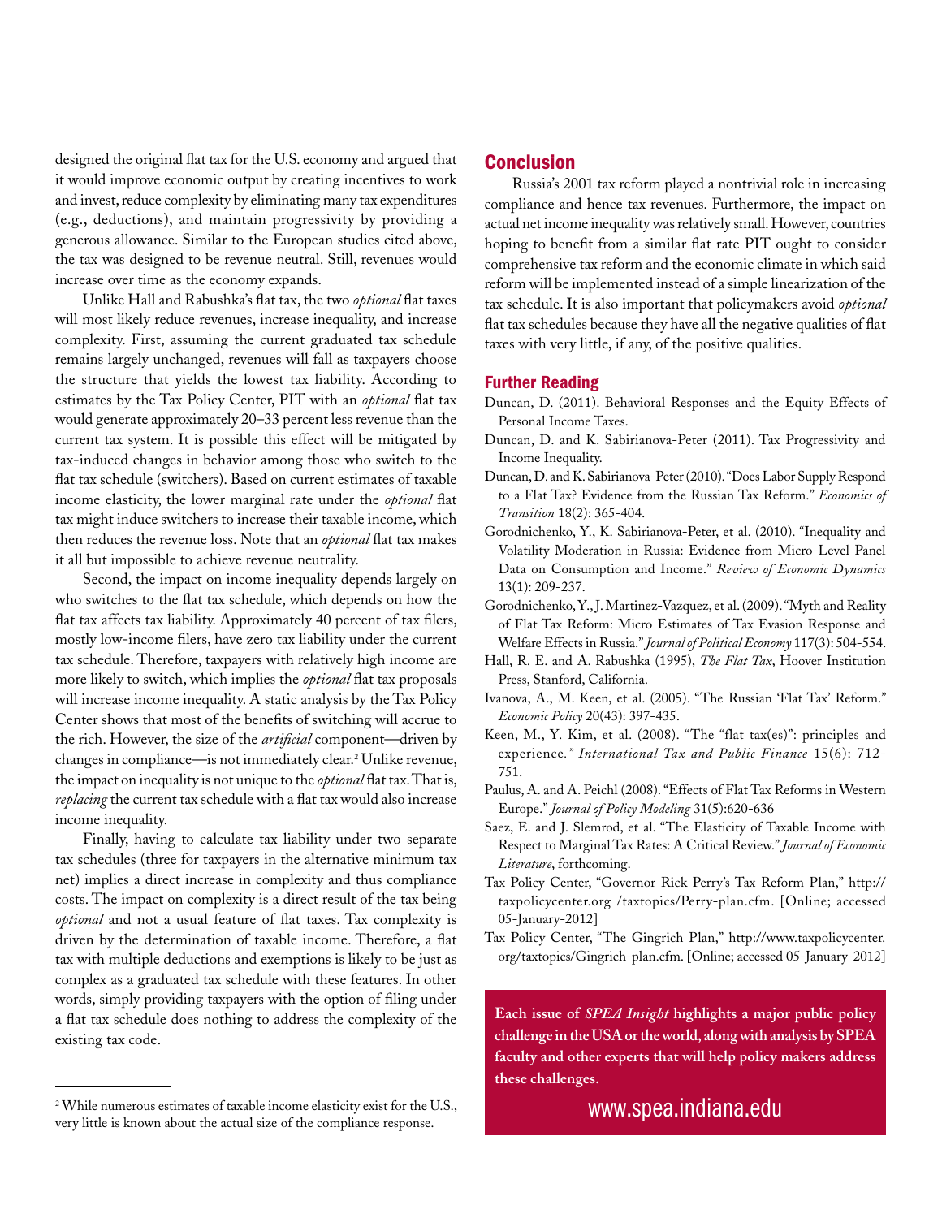designed the original flat tax for the U.S. economy and argued that it would improve economic output by creating incentives to work and invest, reduce complexity by eliminating many tax expenditures (e.g., deductions), and maintain progressivity by providing a generous allowance. Similar to the European studies cited above, the tax was designed to be revenue neutral. Still, revenues would increase over time as the economy expands.

Unlike Hall and Rabushka's flat tax, the two *optional* flat taxes will most likely reduce revenues, increase inequality, and increase complexity. First, assuming the current graduated tax schedule remains largely unchanged, revenues will fall as taxpayers choose the structure that yields the lowest tax liability. According to estimates by the Tax Policy Center, PIT with an *optional* flat tax would generate approximately 20–33 percent less revenue than the current tax system. It is possible this effect will be mitigated by tax-induced changes in behavior among those who switch to the flat tax schedule (switchers). Based on current estimates of taxable income elasticity, the lower marginal rate under the *optional* flat tax might induce switchers to increase their taxable income, which then reduces the revenue loss. Note that an *optional* flat tax makes it all but impossible to achieve revenue neutrality.

Second, the impact on income inequality depends largely on who switches to the flat tax schedule, which depends on how the flat tax affects tax liability. Approximately 40 percent of tax filers, mostly low-income filers, have zero tax liability under the current tax schedule. Therefore, taxpayers with relatively high income are more likely to switch, which implies the *optional* flat tax proposals will increase income inequality. A static analysis by the Tax Policy Center shows that most of the benefits of switching will accrue to the rich. However, the size of the *artificial* component—driven by changes in compliance—is not immediately clear.[2] Unlike revenue, the impact on inequality is not unique to the *optional* flat tax. That is, *replacing* the current tax schedule with a flat tax would also increase income inequality.

Finally, having to calculate tax liability under two separate tax schedules (three for taxpayers in the alternative minimum tax net) implies a direct increase in complexity and thus compliance costs. The impact on complexity is a direct result of the tax being *optional* and not a usual feature of flat taxes. Tax complexity is driven by the determination of taxable income. Therefore, a flat tax with multiple deductions and exemptions is likely to be just as complex as a graduated tax schedule with these features. In other words, simply providing taxpayers with the option of filing under a flat tax schedule does nothing to address the complexity of the existing tax code.

[2] While numerous estimates of taxable income elasticity exist for the U.S., very little is known about the actual size of the compliance response.

## Conclusion

Russia's 2001 tax reform played a nontrivial role in increasing compliance and hence tax revenues. Furthermore, the impact on actual net income inequality was relatively small. However, countries hoping to benefit from a similar flat rate PIT ought to consider comprehensive tax reform and the economic climate in which said reform will be implemented instead of a simple linearization of the tax schedule. It is also important that policymakers avoid *optional* flat tax schedules because they have all the negative qualities of flat taxes with very little, if any, of the positive qualities.

## Further Reading

Duncan, D. (2011). Behavioral Responses and the Equity Effects of Personal Income Taxes.

Duncan, D. and K. Sabirianova-Peter (2011). Tax Progressivity and Income Inequality.

Duncan, D. and K. Sabirianova-Peter (2010). "Does Labor Supply Respond to a Flat Tax? Evidence from the Russian Tax Reform." *Economics of Transition* 18(2): 365-404.

Gorodnichenko, Y., K. Sabirianova-Peter, et al. (2010). "Inequality and Volatility Moderation in Russia: Evidence from Micro-Level Panel Data on Consumption and Income." *Review of Economic Dynamics* 13(1): 209-237.

Gorodnichenko, Y., J. Martinez-Vazquez, et al. (2009). "Myth and Reality of Flat Tax Reform: Micro Estimates of Tax Evasion Response and Welfare Effects in Russia." *Journal of Political Economy* 117(3): 504-554.

Hall, R. E. and A. Rabushka (1995), *The Flat Tax*, Hoover Institution Press, Stanford, California.

Ivanova, A., M. Keen, et al. (2005). "The Russian 'Flat Tax' Reform." *Economic Policy* 20(43): 397-435.

Keen, M., Y. Kim, et al. (2008). "The "flat tax(es)": principles and experience." *International Tax and Public Finance* 15(6): 712-751.

Paulus, A. and A. Peichl (2008). "Effects of Flat Tax Reforms in Western Europe." *Journal of Policy Modeling* 31(5):620-636

Saez, E. and J. Slemrod, et al. "The Elasticity of Taxable Income with Respect to Marginal Tax Rates: A Critical Review." *Journal of Economic Literature*, forthcoming.

Tax Policy Center, "Governor Rick Perry's Tax Reform Plan," http://taxpolicycenter.org /taxtopics/Perry-plan.cfm. [Online; accessed 05-January-2012]

Tax Policy Center, "The Gingrich Plan," http://www.taxpolicycenter.org/taxtopics/Gingrich-plan.cfm. [Online; accessed 05-January-2012]

**Each issue of *SPEA Insight* highlights a major public policy challenge in the USA or the world, along with analysis by SPEA faculty and other experts that will help policy makers address these challenges.**

www.spea.indiana.edu